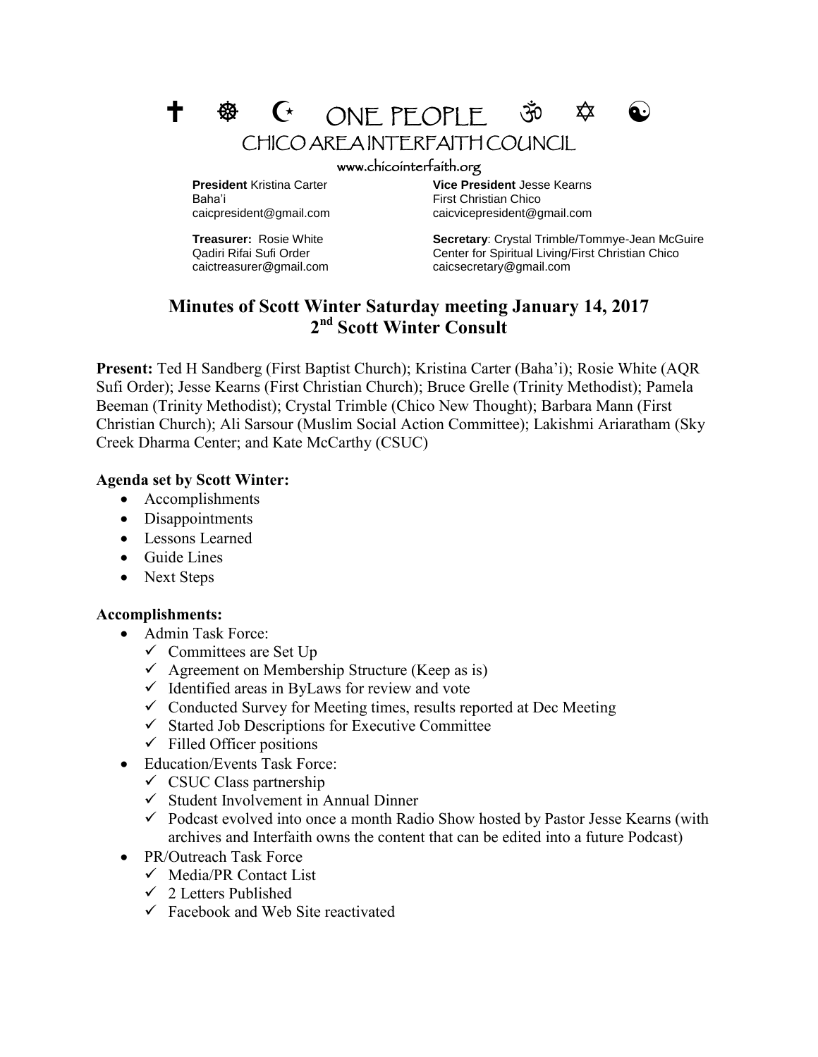# ✝ ☸ ☪ ONE PEOPLE ॐ ✡ ☯

## CHICO AREA INTERFAITH COUNCIL

www.chicointerfaith.org

**President** Kristina Carter
Baha'i
caicpresident@gmail.com

**Vice President** Jesse Kearns
First Christian Chico
caicvicepresident@gmail.com

**Treasurer:** Rosie White
Qadiri Rifai Sufi Order
caictreasurer@gmail.com

**Secretary**: Crystal Trimble/Tommye-Jean McGuire
Center for Spiritual Living/First Christian Chico
caicsecretary@gmail.com

## Minutes of Scott Winter Saturday meeting January 14, 2017
## 2nd Scott Winter Consult

**Present:** Ted H Sandberg (First Baptist Church); Kristina Carter (Baha'i); Rosie White (AQR Sufi Order); Jesse Kearns (First Christian Church); Bruce Grelle (Trinity Methodist); Pamela Beeman (Trinity Methodist); Crystal Trimble (Chico New Thought); Barbara Mann (First Christian Church); Ali Sarsour (Muslim Social Action Committee); Lakishmi Ariaratham (Sky Creek Dharma Center; and Kate McCarthy (CSUC)

**Agenda set by Scott Winter:**

- Accomplishments
- Disappointments
- Lessons Learned
- Guide Lines
- Next Steps

**Accomplishments:**

- Admin Task Force:
  - ✓ Committees are Set Up
  - ✓ Agreement on Membership Structure (Keep as is)
  - ✓ Identified areas in ByLaws for review and vote
  - ✓ Conducted Survey for Meeting times, results reported at Dec Meeting
  - ✓ Started Job Descriptions for Executive Committee
  - ✓ Filled Officer positions
- Education/Events Task Force:
  - ✓ CSUC Class partnership
  - ✓ Student Involvement in Annual Dinner
  - ✓ Podcast evolved into once a month Radio Show hosted by Pastor Jesse Kearns (with archives and Interfaith owns the content that can be edited into a future Podcast)
- PR/Outreach Task Force
  - ✓ Media/PR Contact List
  - ✓ 2 Letters Published
  - ✓ Facebook and Web Site reactivated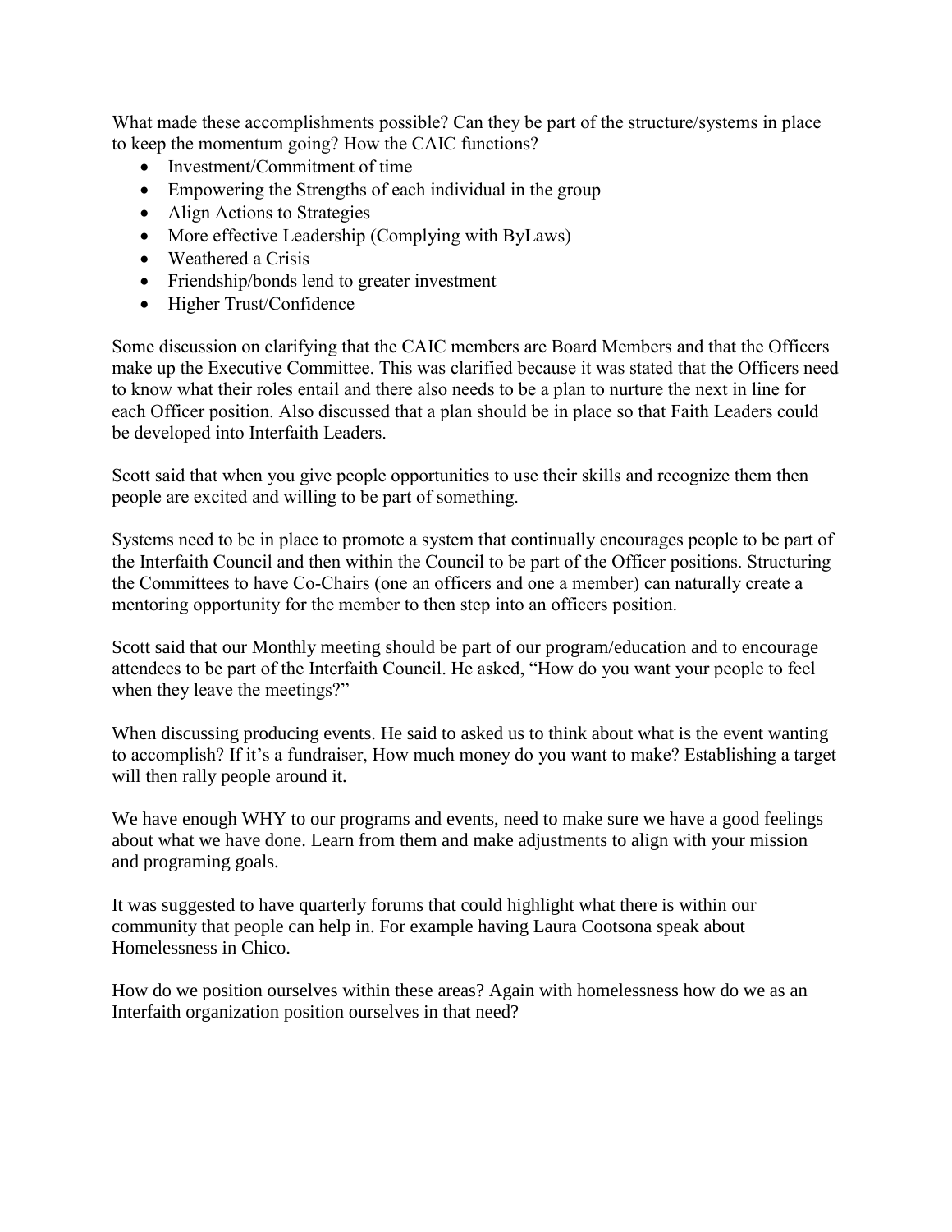What made these accomplishments possible? Can they be part of the structure/systems in place to keep the momentum going? How the CAIC functions?

- Investment/Commitment of time
- Empowering the Strengths of each individual in the group
- Align Actions to Strategies
- More effective Leadership (Complying with ByLaws)
- Weathered a Crisis
- Friendship/bonds lend to greater investment
- Higher Trust/Confidence

Some discussion on clarifying that the CAIC members are Board Members and that the Officers make up the Executive Committee. This was clarified because it was stated that the Officers need to know what their roles entail and there also needs to be a plan to nurture the next in line for each Officer position. Also discussed that a plan should be in place so that Faith Leaders could be developed into Interfaith Leaders.

Scott said that when you give people opportunities to use their skills and recognize them then people are excited and willing to be part of something.

Systems need to be in place to promote a system that continually encourages people to be part of the Interfaith Council and then within the Council to be part of the Officer positions. Structuring the Committees to have Co-Chairs (one an officers and one a member) can naturally create a mentoring opportunity for the member to then step into an officers position.

Scott said that our Monthly meeting should be part of our program/education and to encourage attendees to be part of the Interfaith Council. He asked, "How do you want your people to feel when they leave the meetings?"

When discussing producing events. He said to asked us to think about what is the event wanting to accomplish? If it's a fundraiser, How much money do you want to make? Establishing a target will then rally people around it.

We have enough WHY to our programs and events, need to make sure we have a good feelings about what we have done. Learn from them and make adjustments to align with your mission and programing goals.

It was suggested to have quarterly forums that could highlight what there is within our community that people can help in. For example having Laura Cootsona speak about Homelessness in Chico.

How do we position ourselves within these areas? Again with homelessness how do we as an Interfaith organization position ourselves in that need?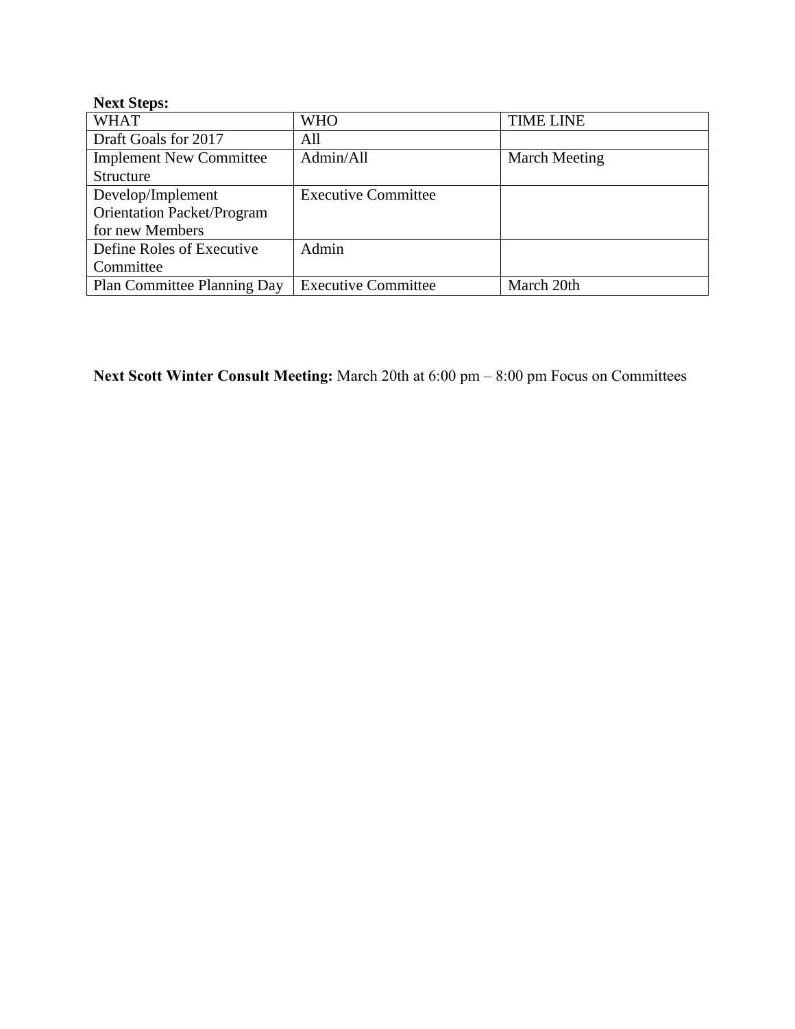**Next Steps:**

| WHAT | WHO | TIME LINE |
| --- | --- | --- |
| Draft Goals for 2017 | All | |
| Implement New Committee Structure | Admin/All | March Meeting |
| Develop/Implement Orientation Packet/Program for new Members | Executive Committee | |
| Define Roles of Executive Committee | Admin | |
| Plan Committee Planning Day | Executive Committee | March 20th |

**Next Scott Winter Consult Meeting:** March 20th at 6:00 pm – 8:00 pm Focus on Committees